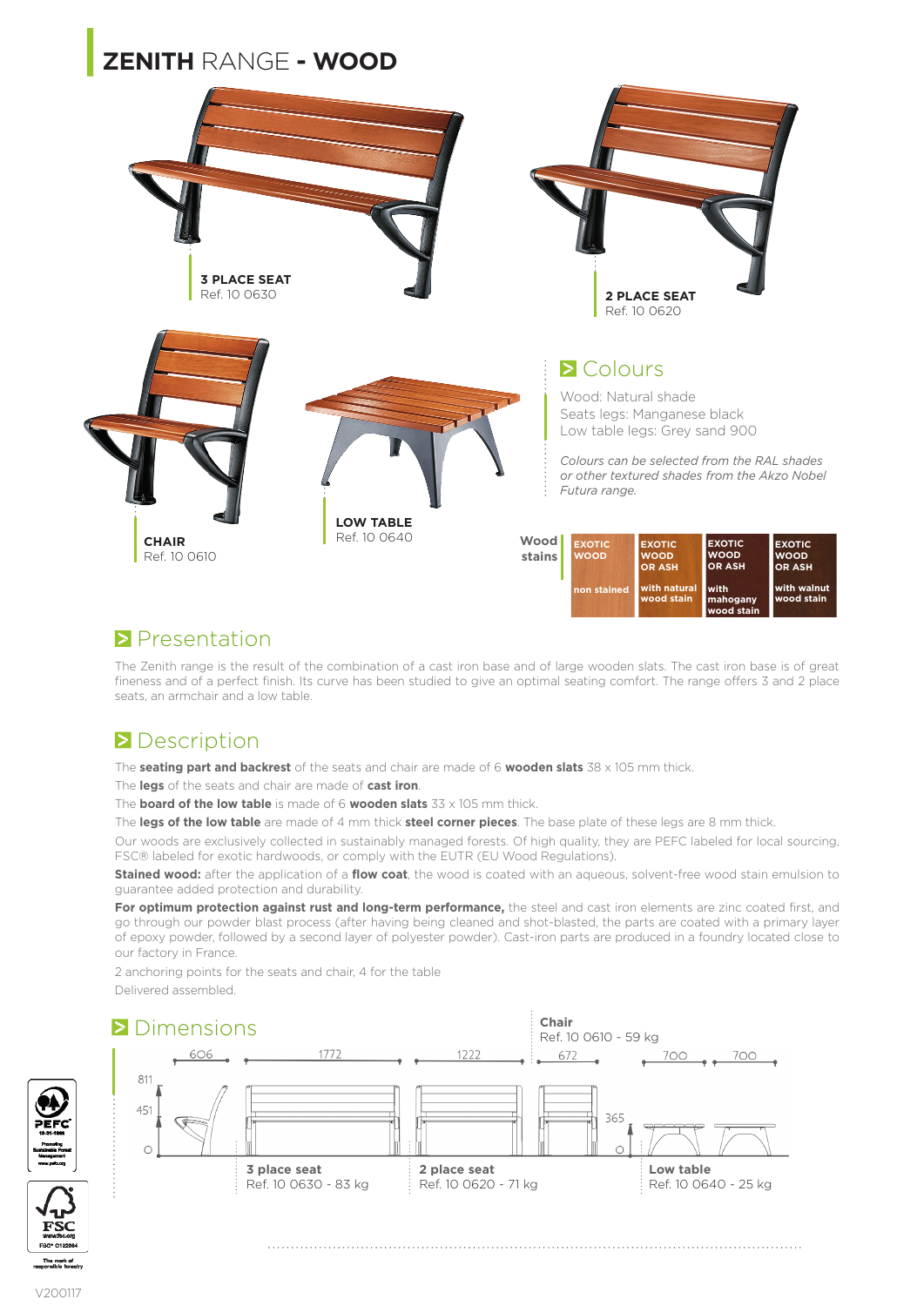# ZENITH RANGE - WOOD

**3 PLACE SEAT**
Ref. 10 0630

**2 PLACE SEAT**
Ref. 10 0620

**CHAIR**
Ref. 10 0610

**LOW TABLE**
Ref. 10 0640

## Colours

Wood: Natural shade
Seats legs: Manganese black
Low table legs: Grey sand 900

*Colours can be selected from the RAL shades or other textured shades from the Akzo Nobel Futura range.*

| Wood stains | EXOTIC WOOD | EXOTIC WOOD OR ASH | EXOTIC WOOD OR ASH | EXOTIC WOOD OR ASH |
|---|---|---|---|---|
| | non stained | with natural wood stain | with mahogany wood stain | with walnut wood stain |

## Presentation

The Zenith range is the result of the combination of a cast iron base and of large wooden slats. The cast iron base is of great fineness and of a perfect finish. Its curve has been studied to give an optimal seating comfort. The range offers 3 and 2 place seats, an armchair and a low table.

## Description

The **seating part and backrest** of the seats and chair are made of 6 **wooden slats** 38 x 105 mm thick.

The **legs** of the seats and chair are made of **cast iron**.

The **board of the low table** is made of 6 **wooden slats** 33 x 105 mm thick.

The **legs of the low table** are made of 4 mm thick **steel corner pieces**. The base plate of these legs are 8 mm thick.

Our woods are exclusively collected in sustainably managed forests. Of high quality, they are PEFC labeled for local sourcing, FSC® labeled for exotic hardwoods, or comply with the EUTR (EU Wood Regulations).

**Stained wood:** after the application of a **flow coat**, the wood is coated with an aqueous, solvent-free wood stain emulsion to guarantee added protection and durability.

**For optimum protection against rust and long-term performance,** the steel and cast iron elements are zinc coated first, and go through our powder blast process (after having being cleaned and shot-blasted, the parts are coated with a primary layer of epoxy powder, followed by a second layer of polyester powder). Cast-iron parts are produced in a foundry located close to our factory in France.

2 anchoring points for the seats and chair, 4 for the table

Delivered assembled.

## Dimensions

Heights: 811 / 451 / 0 (seats), 365 (low table)

Depth: 606

**3 place seat**
Ref. 10 0630 - 83 kg
Length: 1772

**2 place seat**
Ref. 10 0620 - 71 kg
Length: 1222

**Chair**
Ref. 10 0610 - 59 kg
Length: 672

**Low table**
Ref. 10 0640 - 25 kg
700 x 700

V200117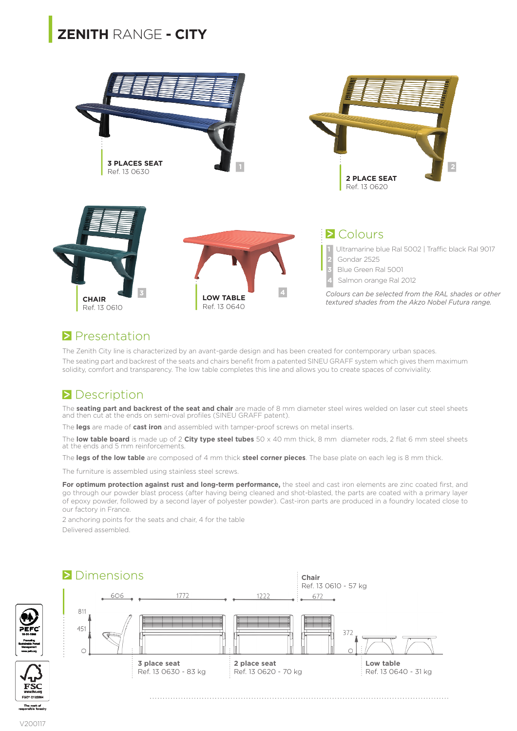# ZENITH RANGE - CITY

**3 PLACES SEAT**
Ref. 13 0630

1

**2 PLACE SEAT**
Ref. 13 0620

2

**CHAIR**
Ref. 13 0610

3

**LOW TABLE**
Ref. 13 0640

4

## Colours

1. Ultramarine blue Ral 5002 | Traffic black Ral 9017
2. Gondar 2525
3. Blue Green Ral 5001
4. Salmon orange Ral 2012

*Colours can be selected from the RAL shades or other textured shades from the Akzo Nobel Futura range.*

## Presentation

The Zenith City line is characterized by an avant-garde design and has been created for contemporary urban spaces.

The seating part and backrest of the seats and chairs benefit from a patented SINEU GRAFF system which gives them maximum solidity, comfort and transparency. The low table completes this line and allows you to create spaces of conviviality.

## Description

The **seating part and backrest of the seat and chair** are made of 8 mm diameter steel wires welded on laser cut steel sheets and then cut at the ends on semi-oval profiles (SINEU GRAFF patent).

The **legs** are made of **cast iron** and assembled with tamper-proof screws on metal inserts.

The **low table board** is made up of 2 **City type steel tubes** 50 x 40 mm thick, 8 mm diameter rods, 2 flat 6 mm steel sheets at the ends and 5 mm reinforcements.

The **legs of the low table** are composed of 4 mm thick **steel corner pieces**. The base plate on each leg is 8 mm thick.

The furniture is assembled using stainless steel screws.

**For optimum protection against rust and long-term performance,** the steel and cast iron elements are zinc coated first, and go through our powder blast process (after having being cleaned and shot-blasted, the parts are coated with a primary layer of epoxy powder, followed by a second layer of polyester powder). Cast-iron parts are produced in a foundry located close to our factory in France.

2 anchoring points for the seats and chair, 4 for the table

Delivered assembled.

## Dimensions

606
1772
1222
672
811
451
0
372
0

**Chair**
Ref. 13 0610 - 57 kg

**3 place seat**
Ref. 13 0630 - 83 kg

**2 place seat**
Ref. 13 0620 - 70 kg

**Low table**
Ref. 13 0640 - 31 kg

V200117